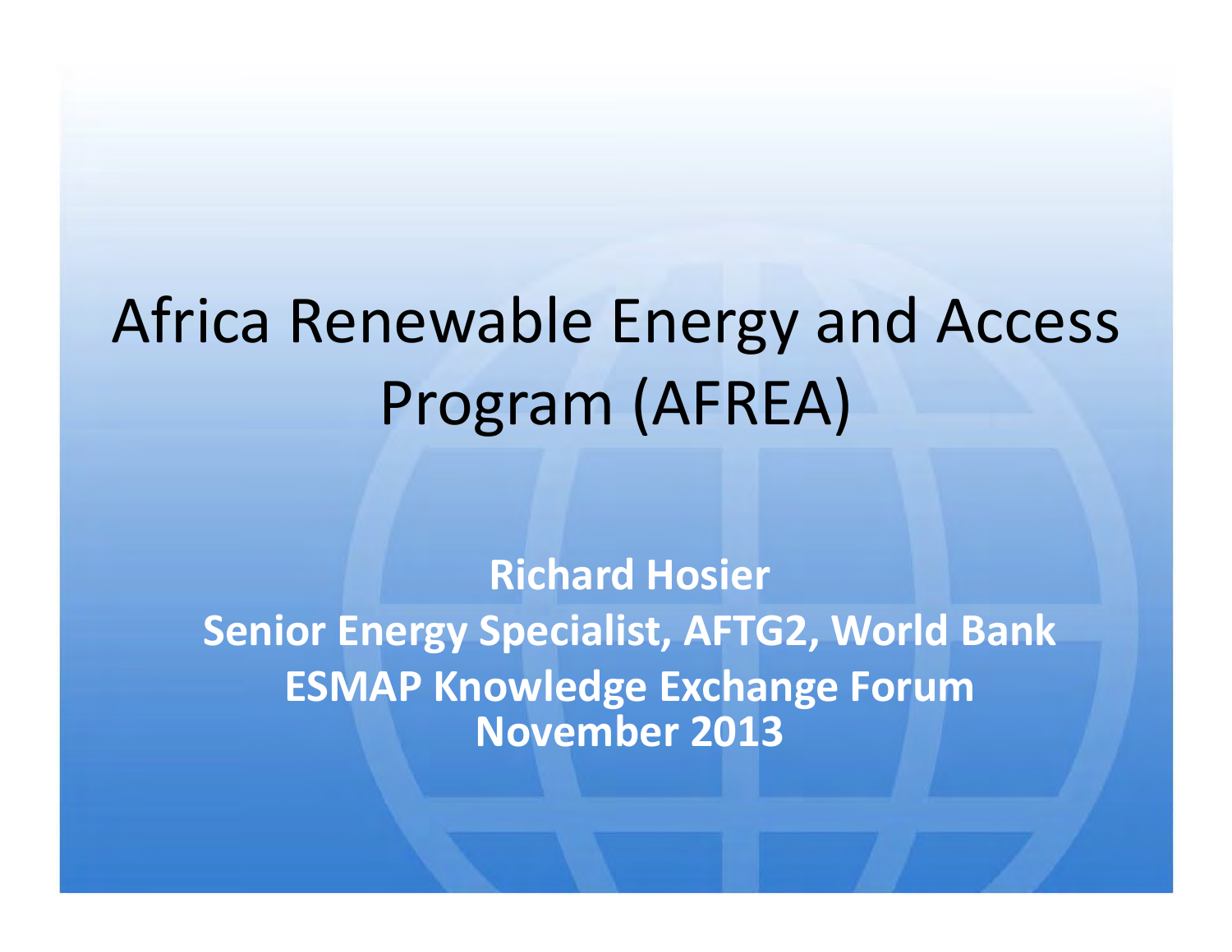# Africa Renewable Energy and Access Program (AFREA)

**Richard Hosier**
**Senior Energy Specialist, AFTG2, World Bank**
**ESMAP Knowledge Exchange Forum**
**November 2013**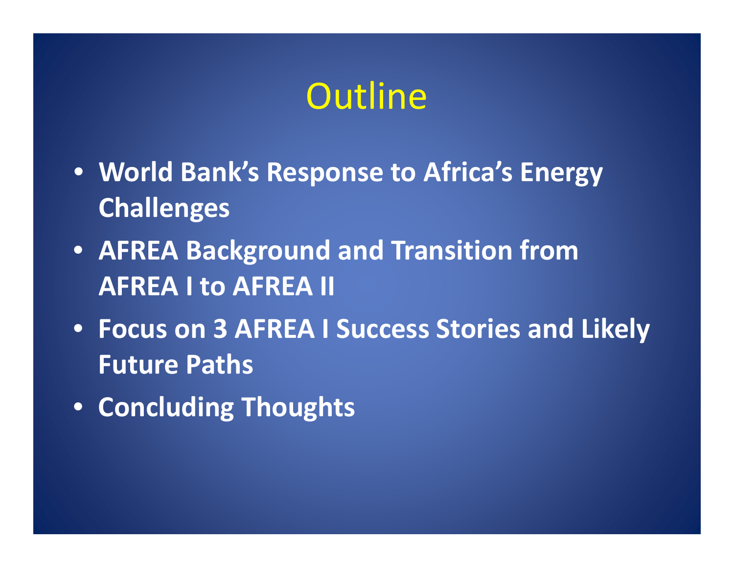# Outline

- **World Bank's Response to Africa's Energy Challenges**
- **AFREA Background and Transition from AFREA I to AFREA II**
- **Focus on 3 AFREA I Success Stories and Likely Future Paths**
- **Concluding Thoughts**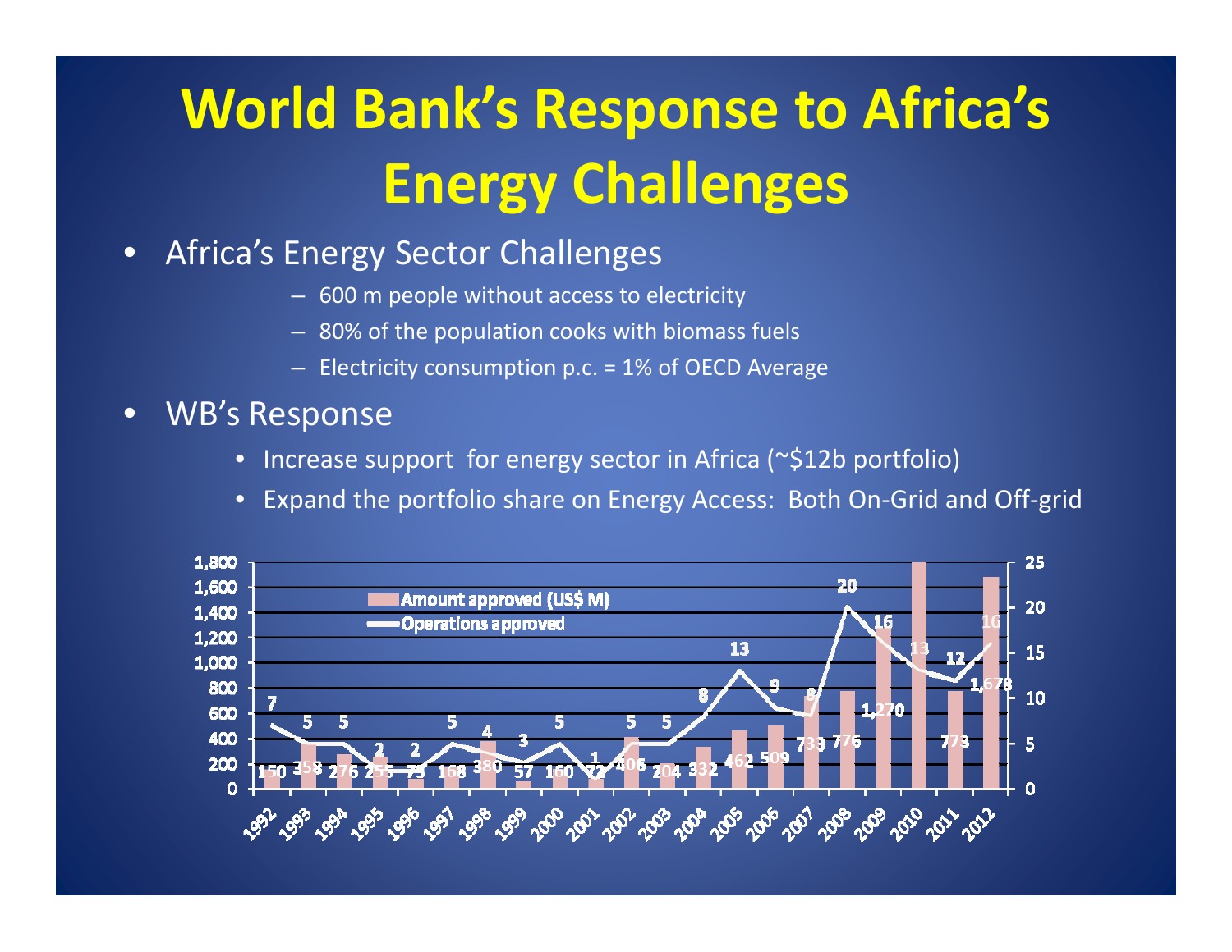# World Bank's Response to Africa's Energy Challenges

- Africa's Energy Sector Challenges
  - 600 m people without access to electricity
  - 80% of the population cooks with biomass fuels
  - Electricity consumption p.c. = 1% of OECD Average
- WB's Response
  - Increase support for energy sector in Africa (~$12b portfolio)
  - Expand the portfolio share on Energy Access: Both On-Grid and Off-grid

| Year | Amount approved (US$ M) | Operations approved |
|---|---|---|
| 1992 | 150 | 7 |
| 1993 | 358 | 5 |
| 1994 | 276 | 5 |
| 1995 | 255 | 2 |
| 1996 | 73 | 2 |
| 1997 | 168 | 5 |
| 1998 | 380 | 4 |
| 1999 | 57 | 3 |
| 2000 | 160 | 5 |
| 2001 | 72 | 1 |
| 2002 | 406 | 5 |
| 2003 | 204 | 5 |
| 2004 | 332 | 8 |
| 2005 | 462 | 13 |
| 2006 | 509 | 9 |
| 2007 | 733 | 8 |
| 2008 | 776 | 20 |
| 2009 | 1,270 | 16 |
| 2010 | | 13 |
| 2011 | 773 | 12 |
| 2012 | 1,678 | 16 |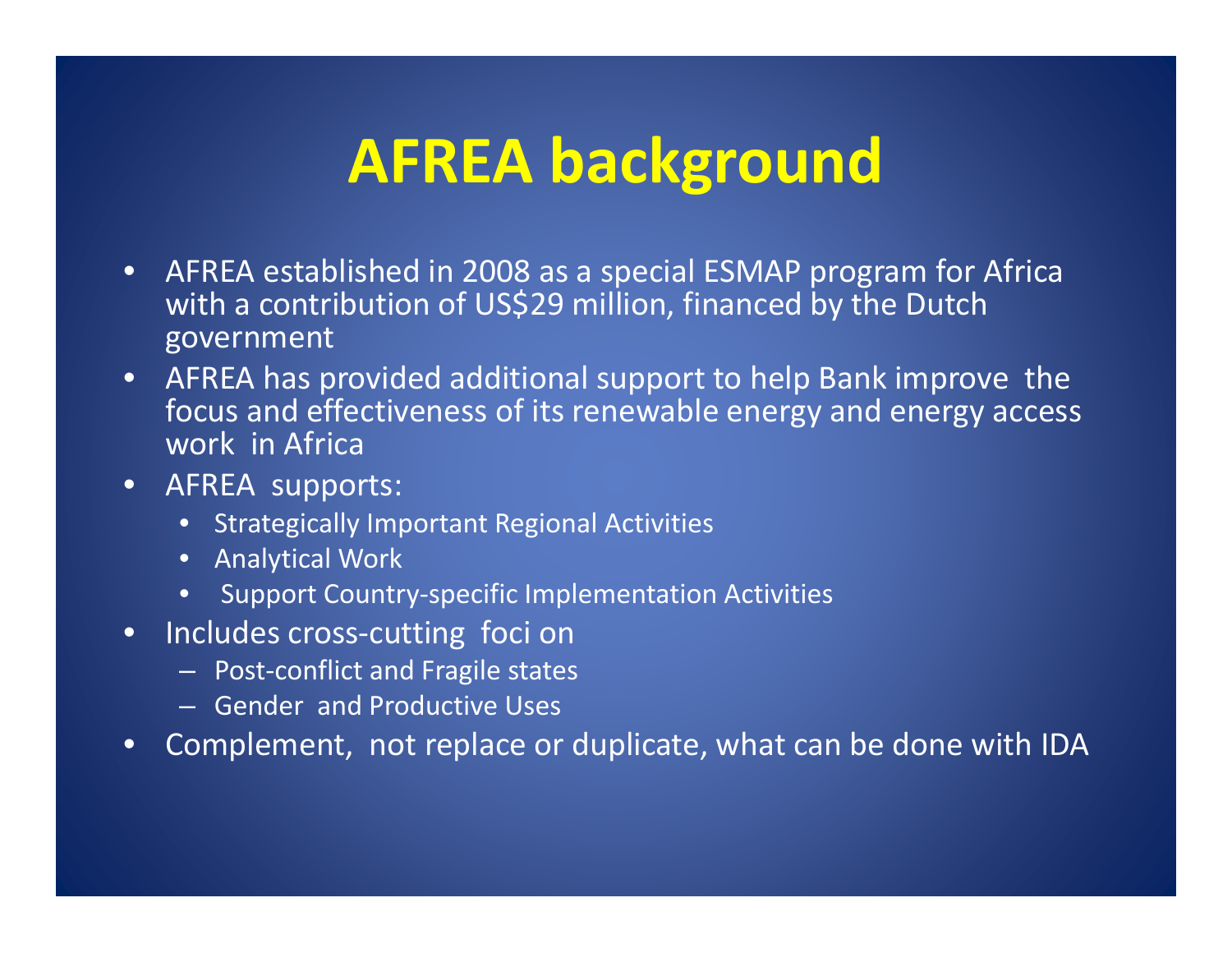# AFREA background

- AFREA established in 2008 as a special ESMAP program for Africa with a contribution of US$29 million, financed by the Dutch government
- AFREA has provided additional support to help Bank improve the focus and effectiveness of its renewable energy and energy access work in Africa
- AFREA supports:
  - Strategically Important Regional Activities
  - Analytical Work
  - Support Country-specific Implementation Activities
- Includes cross-cutting foci on
  - Post-conflict and Fragile states
  - Gender and Productive Uses
- Complement, not replace or duplicate, what can be done with IDA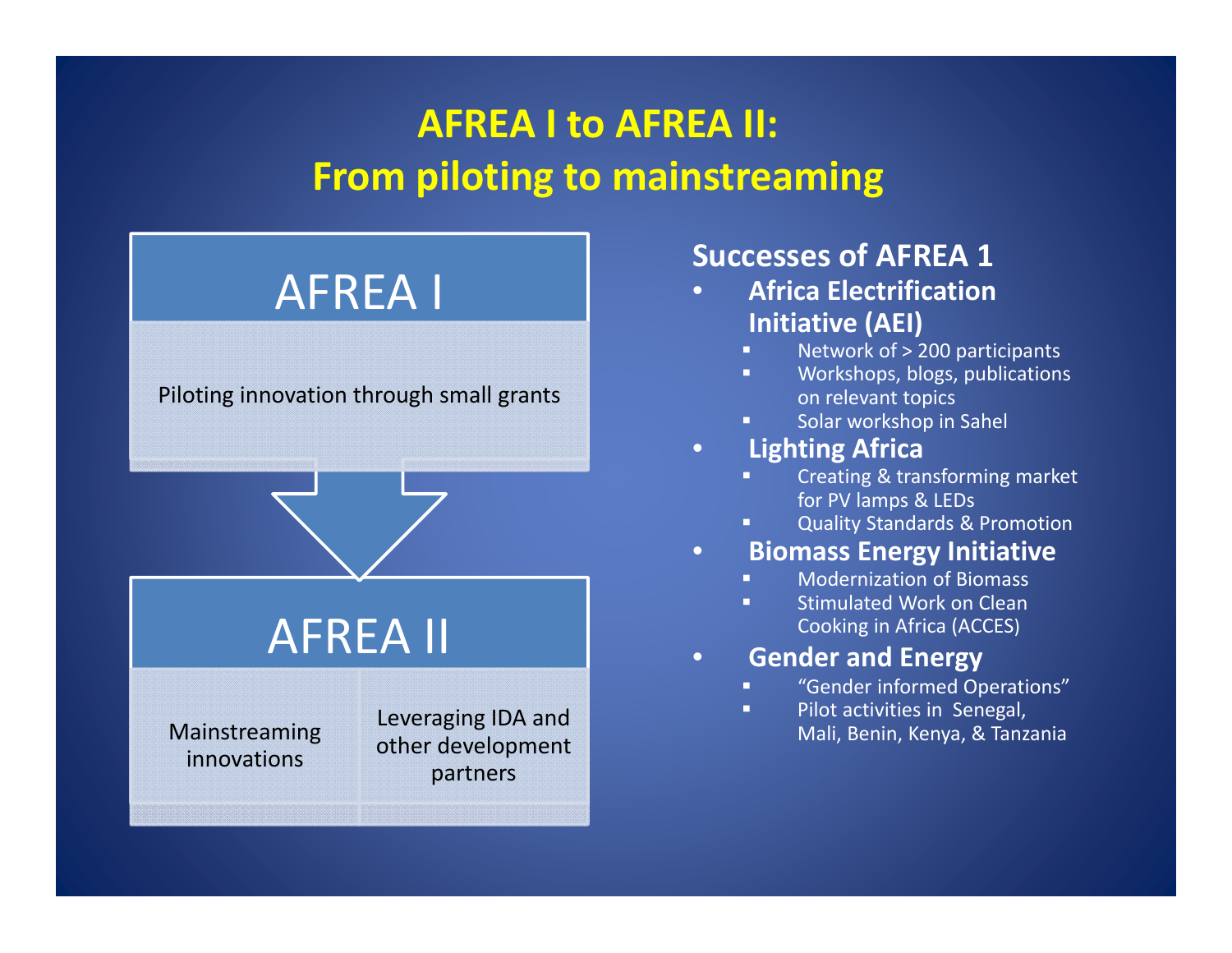# AFREA I to AFREA II: From piloting to mainstreaming

## AFREA I

Piloting innovation through small grants

## AFREA II

| Mainstreaming innovations | Leveraging IDA and other development partners |
|---|---|

## Successes of AFREA 1

- **Africa Electrification Initiative (AEI)**
  - Network of > 200 participants
  - Workshops, blogs, publications on relevant topics
  - Solar workshop in Sahel
- **Lighting Africa**
  - Creating & transforming market for PV lamps & LEDs
  - Quality Standards & Promotion
- **Biomass Energy Initiative**
  - Modernization of Biomass
  - Stimulated Work on Clean Cooking in Africa (ACCES)
- **Gender and Energy**
  - "Gender informed Operations"
  - Pilot activities in Senegal, Mali, Benin, Kenya, & Tanzania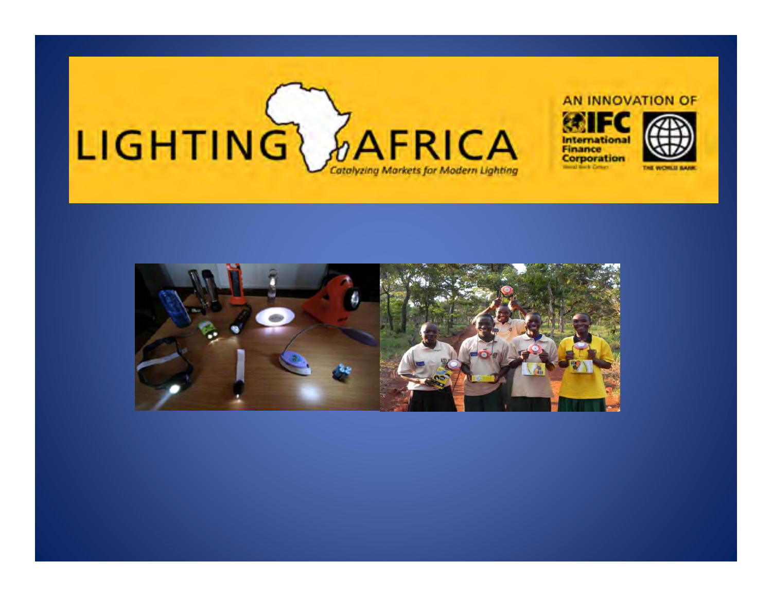LIGHTING AFRICA

*Catalyzing Markets for Modern Lighting*

AN INNOVATION OF

IFC International Finance Corporation World Bank Group

THE WORLD BANK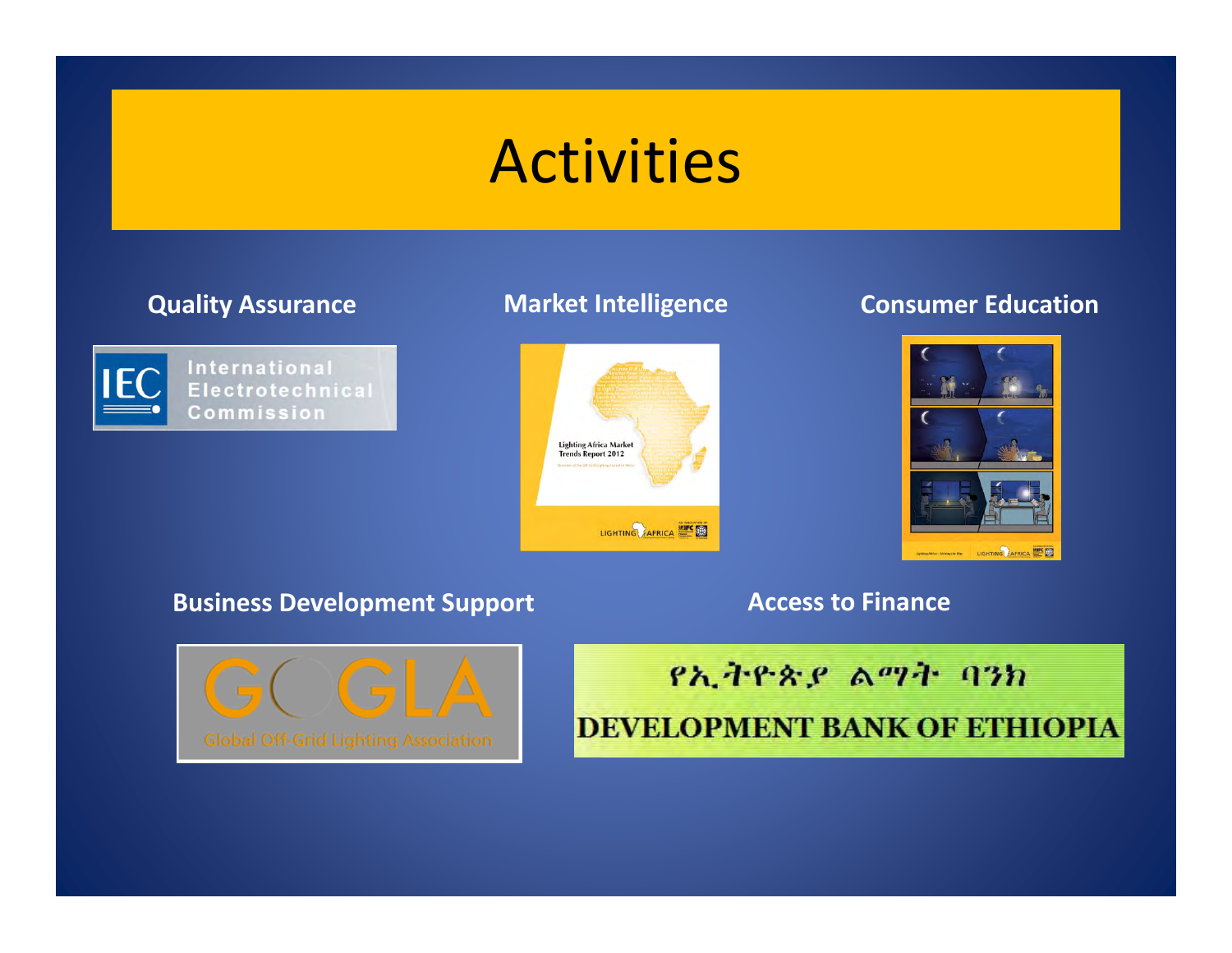# Activities

**Quality Assurance**

IEC International Electrotechnical Commission

**Market Intelligence**

Lighting Africa Market Trends Report 2012

**Consumer Education**

**Business Development Support**

GOGLA Global Off-Grid Lighting Association

**Access to Finance**

የኢትዮጵያ ልማት ባንክ

DEVELOPMENT BANK OF ETHIOPIA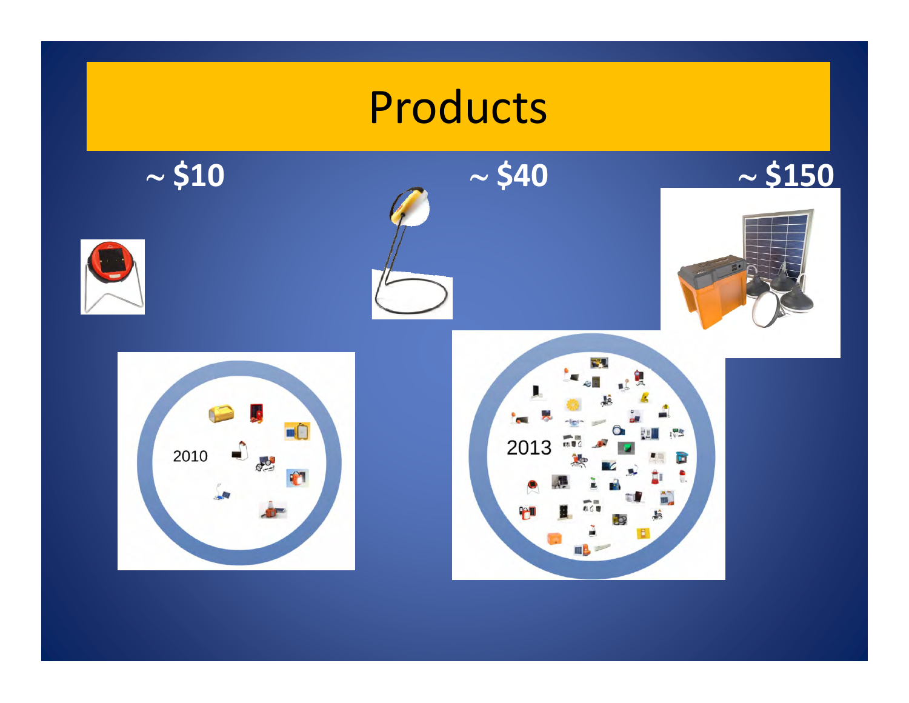# Products

~ $10

~ $40

~ $150

2010

2013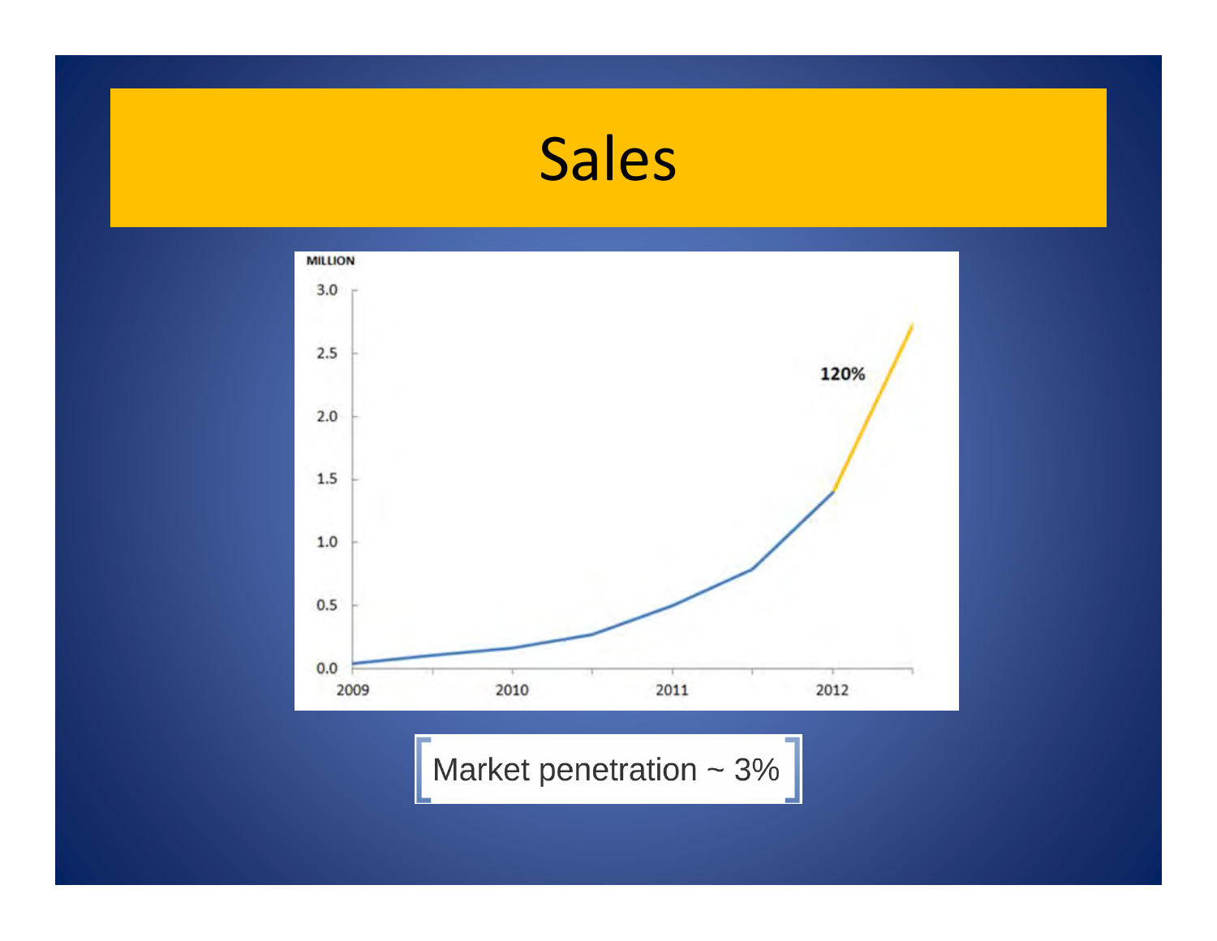# Sales

MILLION

3.0
2.5
2.0
1.5
1.0
0.5
0.0

2009 2010 2011 2012

120%

Market penetration ~ 3%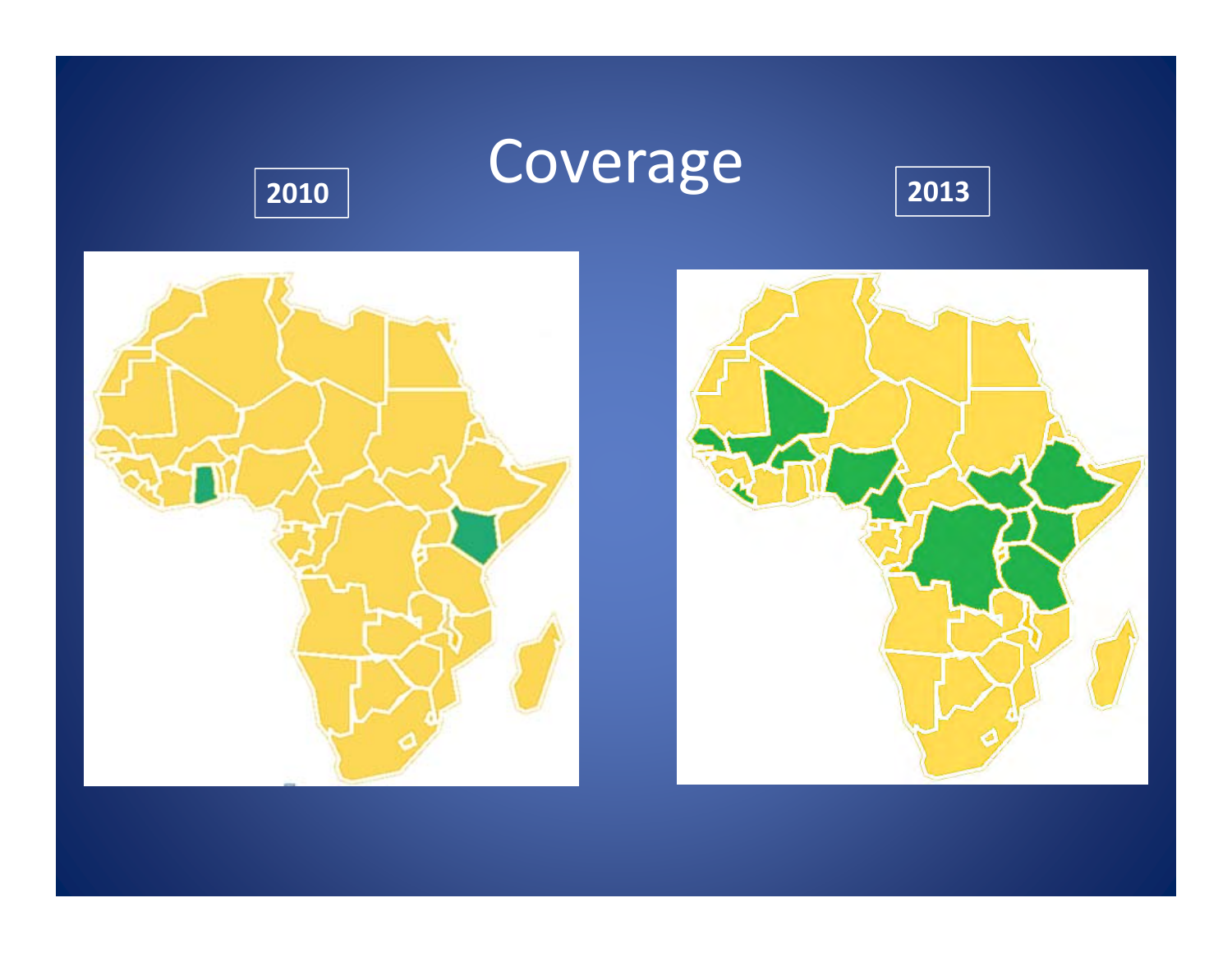# Coverage

**2010**

**2013**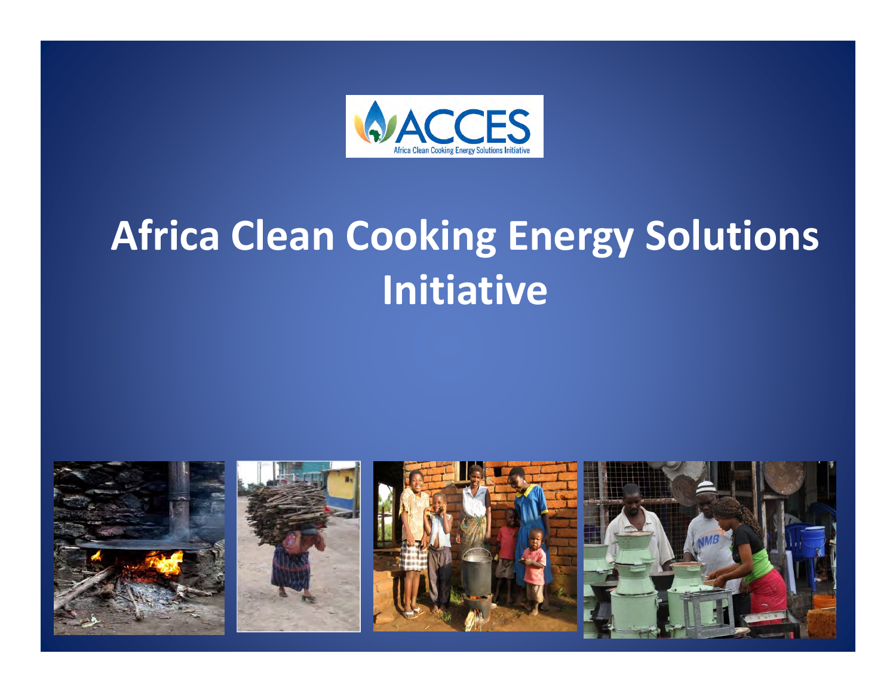# Africa Clean Cooking Energy Solutions Initiative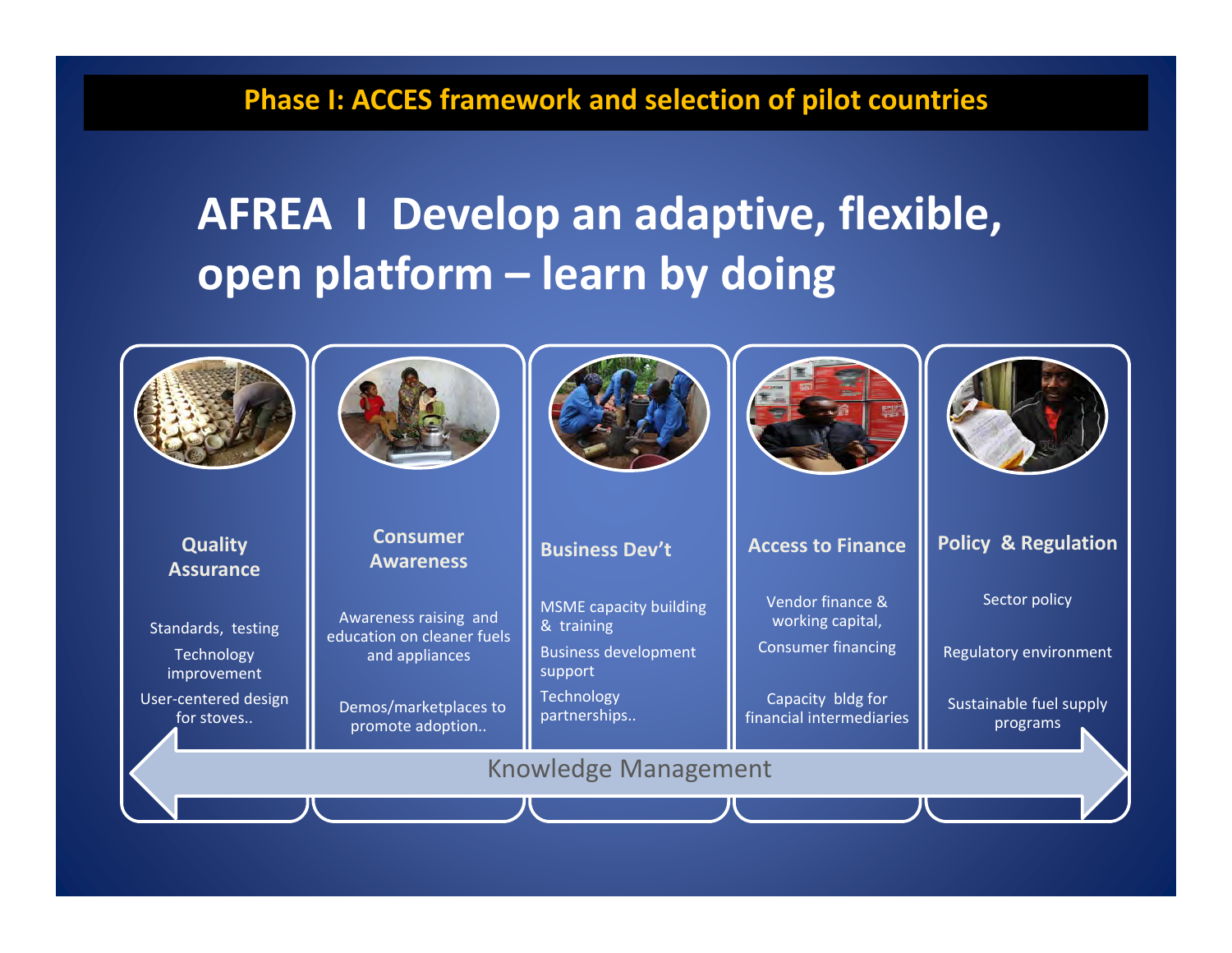## Phase I: ACCES framework and selection of pilot countries

# AFREA I Develop an adaptive, flexible, open platform – learn by doing

**Quality Assurance**

- Standards, testing
- Technology improvement
- User-centered design for stoves..

**Consumer Awareness**

- Awareness raising and education on cleaner fuels and appliances
- Demos/marketplaces to promote adoption..

**Business Dev't**

- MSME capacity building & training
- Business development support
- Technology partnerships..

**Access to Finance**

- Vendor finance & working capital,
- Consumer financing
- Capacity bldg for financial intermediaries

**Policy & Regulation**

- Sector policy
- Regulatory environment
- Sustainable fuel supply programs

Knowledge Management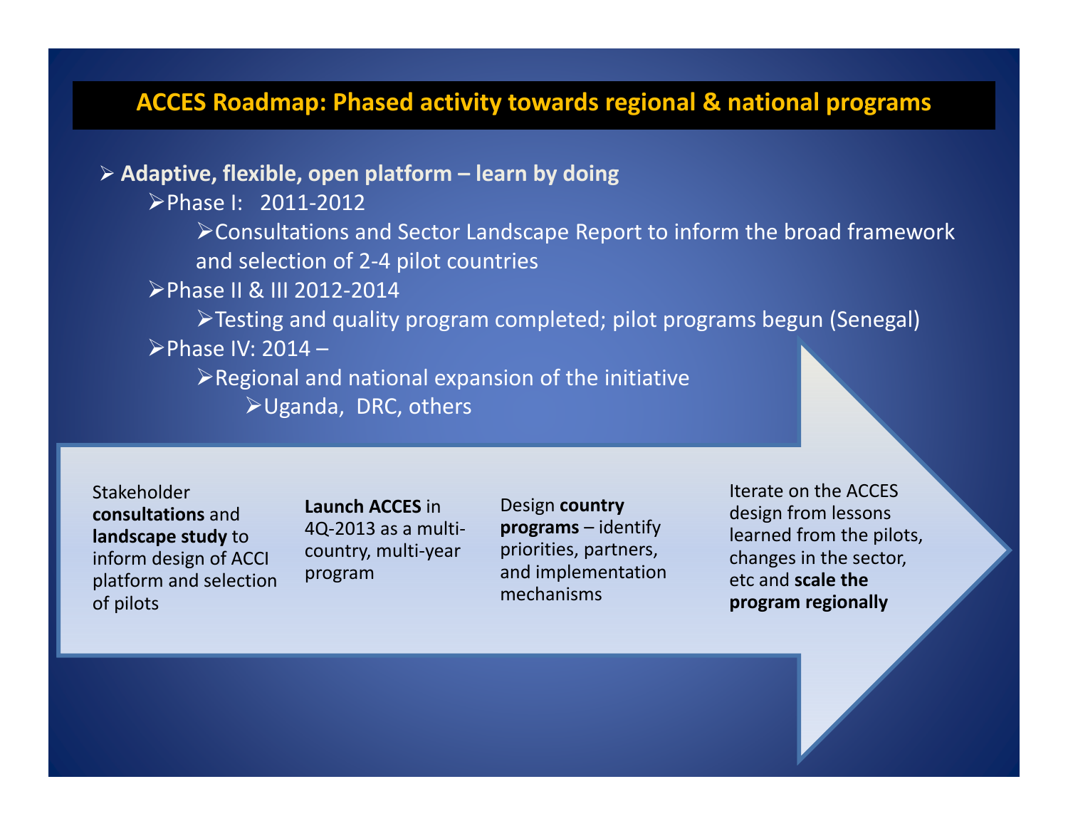# ACCES Roadmap: Phased activity towards regional & national programs

- **Adaptive, flexible, open platform – learn by doing**
  - Phase I: 2011-2012
    - Consultations and Sector Landscape Report to inform the broad framework and selection of 2-4 pilot countries
  - Phase II & III 2012-2014
    - Testing and quality program completed; pilot programs begun (Senegal)
  - Phase IV: 2014 –
    - Regional and national expansion of the initiative
      - Uganda, DRC, others

Stakeholder **consultations** and **landscape study** to inform design of ACCI platform and selection of pilots

**Launch ACCES** in 4Q-2013 as a multi-country, multi-year program

Design **country programs** – identify priorities, partners, and implementation mechanisms

Iterate on the ACCES design from lessons learned from the pilots, changes in the sector, etc and **scale the program regionally**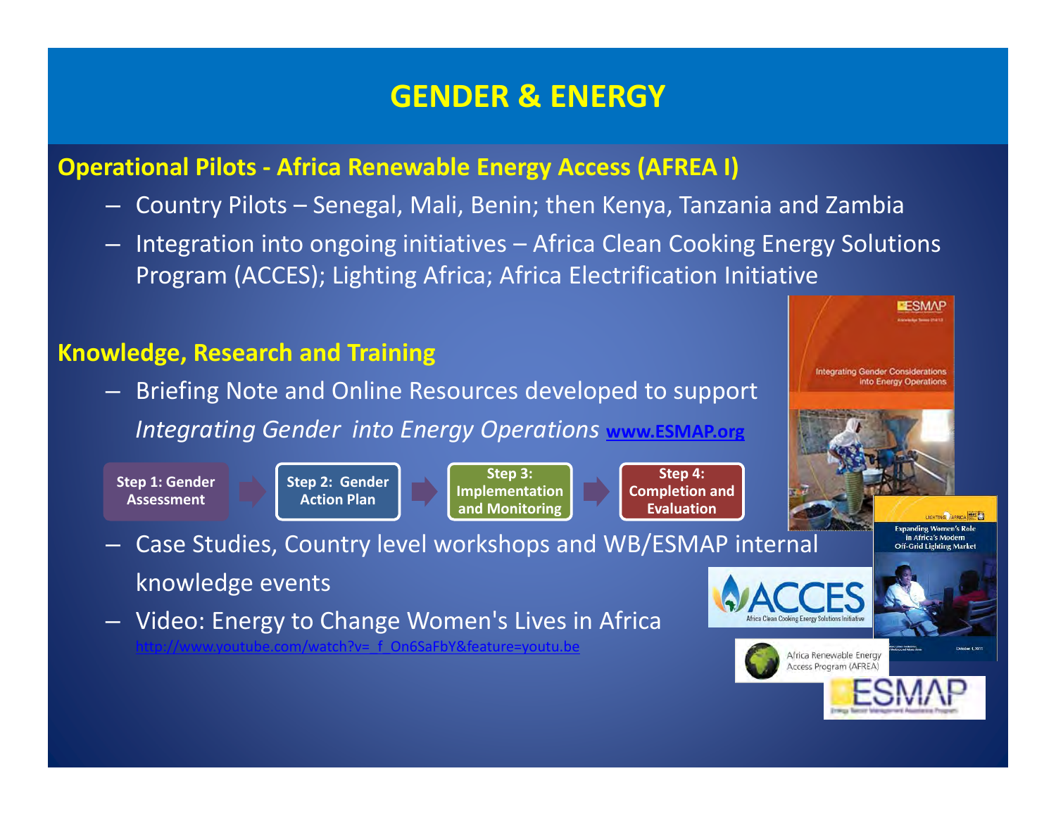# GENDER & ENERGY

## Operational Pilots - Africa Renewable Energy Access (AFREA I)

- Country Pilots – Senegal, Mali, Benin; then Kenya, Tanzania and Zambia
- Integration into ongoing initiatives – Africa Clean Cooking Energy Solutions Program (ACCES); Lighting Africa; Africa Electrification Initiative

## Knowledge, Research and Training

- Briefing Note and Online Resources developed to support *Integrating Gender into Energy Operations* **www.ESMAP.org**

Step 1: Gender Assessment → Step 2: Gender Action Plan → Step 3: Implementation and Monitoring → Step 4: Completion and Evaluation

- Case Studies, Country level workshops and WB/ESMAP internal knowledge events
- Video: Energy to Change Women's Lives in Africa
  http://www.youtube.com/watch?v=_f_On6SaFbY&feature=youtu.be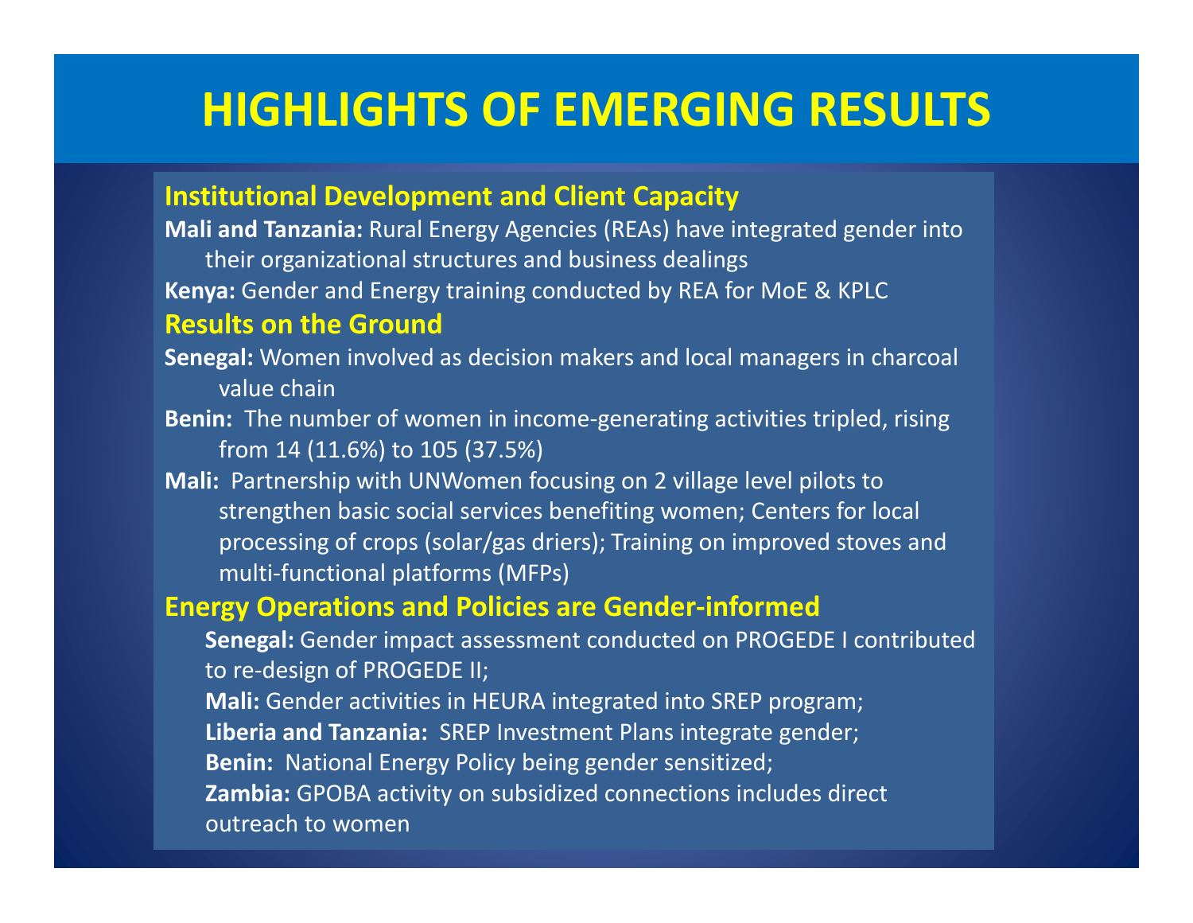# HIGHLIGHTS OF EMERGING RESULTS

## Institutional Development and Client Capacity

**Mali and Tanzania:** Rural Energy Agencies (REAs) have integrated gender into their organizational structures and business dealings

**Kenya:** Gender and Energy training conducted by REA for MoE & KPLC

## Results on the Ground

**Senegal:** Women involved as decision makers and local managers in charcoal value chain

**Benin:** The number of women in income-generating activities tripled, rising from 14 (11.6%) to 105 (37.5%)

**Mali:** Partnership with UNWomen focusing on 2 village level pilots to strengthen basic social services benefiting women; Centers for local processing of crops (solar/gas driers); Training on improved stoves and multi-functional platforms (MFPs)

## Energy Operations and Policies are Gender-informed

**Senegal:** Gender impact assessment conducted on PROGEDE I contributed to re-design of PROGEDE II;

**Mali:** Gender activities in HEURA integrated into SREP program;

**Liberia and Tanzania:** SREP Investment Plans integrate gender;

**Benin:** National Energy Policy being gender sensitized;

**Zambia:** GPOBA activity on subsidized connections includes direct outreach to women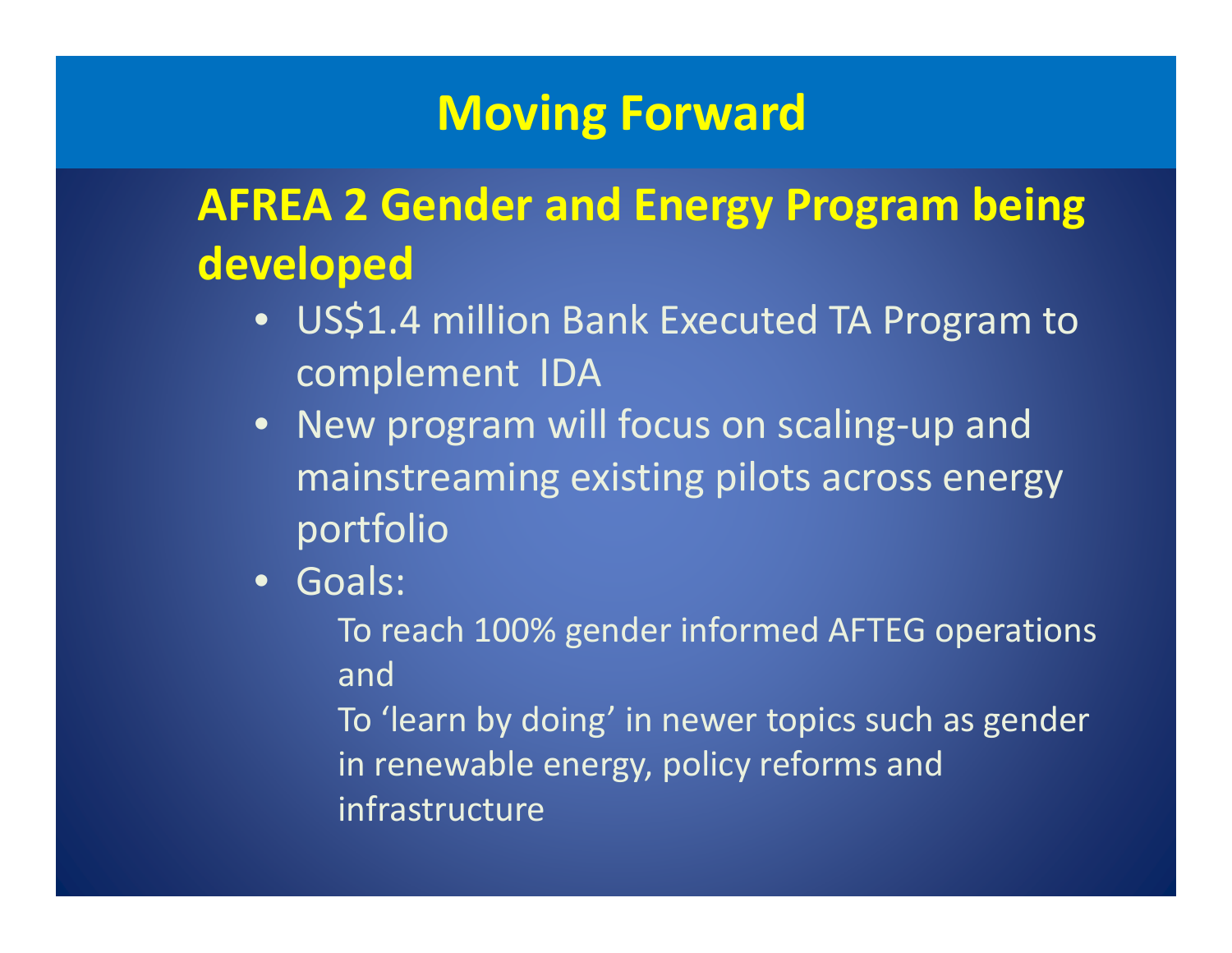# Moving Forward

## AFREA 2 Gender and Energy Program being developed

- US$1.4 million Bank Executed TA Program to complement IDA
- New program will focus on scaling-up and mainstreaming existing pilots across energy portfolio
- Goals:

  To reach 100% gender informed AFTEG operations and

  To ‘learn by doing’ in newer topics such as gender in renewable energy, policy reforms and infrastructure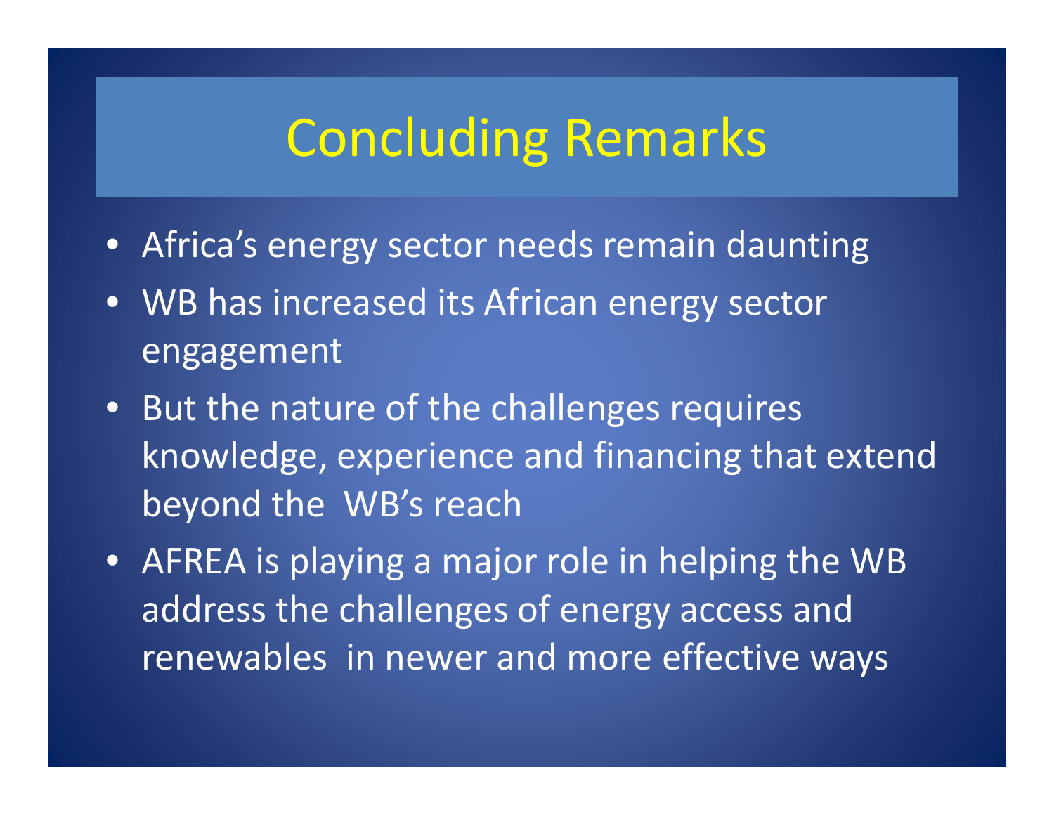# Concluding Remarks

- Africa's energy sector needs remain daunting
- WB has increased its African energy sector engagement
- But the nature of the challenges requires knowledge, experience and financing that extend beyond the WB's reach
- AFREA is playing a major role in helping the WB address the challenges of energy access and renewables in newer and more effective ways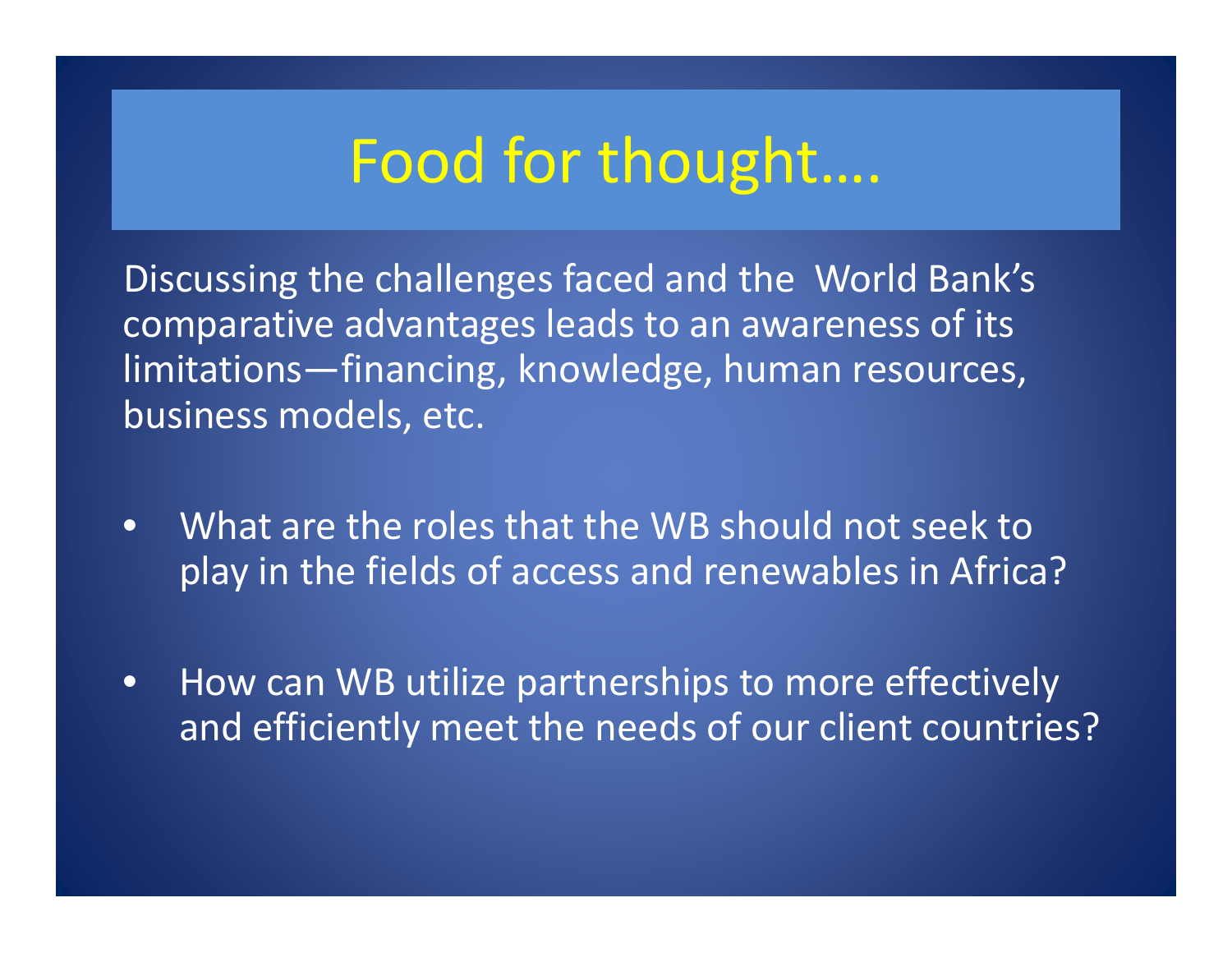# Food for thought….

Discussing the challenges faced and the World Bank's comparative advantages leads to an awareness of its limitations—financing, knowledge, human resources, business models, etc.

- What are the roles that the WB should not seek to play in the fields of access and renewables in Africa?
- How can WB utilize partnerships to more effectively and efficiently meet the needs of our client countries?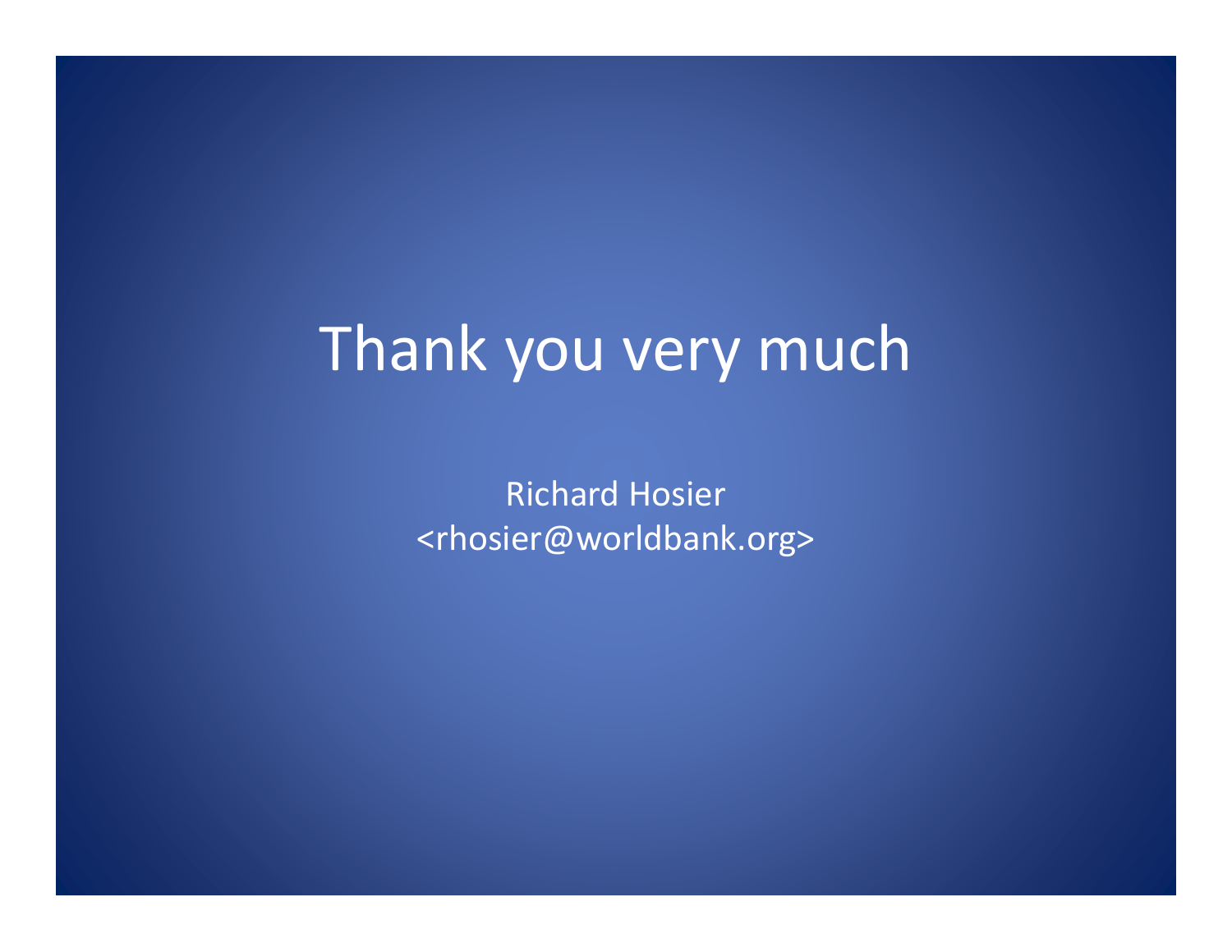# Thank you very much

Richard Hosier
<rhosier@worldbank.org>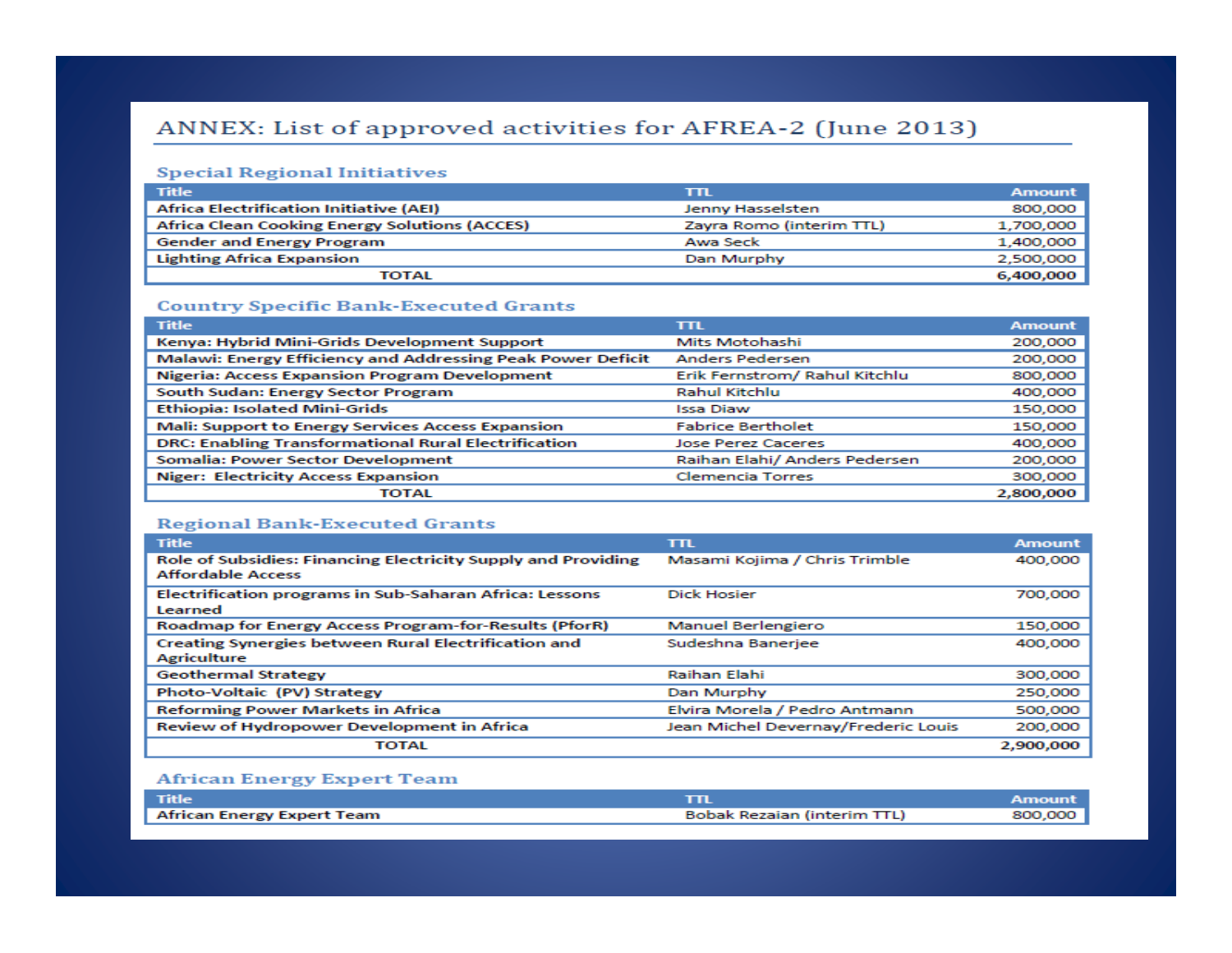# ANNEX: List of approved activities for AFREA-2 (June 2013)

## Special Regional Initiatives

| Title | TTL | Amount |
|---|---|---|
| Africa Electrification Initiative (AEI) | Jenny Hasselsten | 800,000 |
| Africa Clean Cooking Energy Solutions (ACCES) | Zayra Romo (interim TTL) | 1,700,000 |
| Gender and Energy Program | Awa Seck | 1,400,000 |
| Lighting Africa Expansion | Dan Murphy | 2,500,000 |
| TOTAL | | 6,400,000 |

## Country Specific Bank-Executed Grants

| Title | TTL | Amount |
|---|---|---|
| Kenya: Hybrid Mini-Grids Development Support | Mits Motohashi | 200,000 |
| Malawi: Energy Efficiency and Addressing Peak Power Deficit | Anders Pedersen | 200,000 |
| Nigeria: Access Expansion Program Development | Erik Fernstrom/ Rahul Kitchlu | 800,000 |
| South Sudan: Energy Sector Program | Rahul Kitchlu | 400,000 |
| Ethiopia: Isolated Mini-Grids | Issa Diaw | 150,000 |
| Mali: Support to Energy Services Access Expansion | Fabrice Bertholet | 150,000 |
| DRC: Enabling Transformational Rural Electrification | Jose Perez Caceres | 400,000 |
| Somalia: Power Sector Development | Raihan Elahi/ Anders Pedersen | 200,000 |
| Niger: Electricity Access Expansion | Clemencia Torres | 300,000 |
| TOTAL | | 2,800,000 |

## Regional Bank-Executed Grants

| Title | TTL | Amount |
|---|---|---|
| Role of Subsidies: Financing Electricity Supply and Providing Affordable Access | Masami Kojima / Chris Trimble | 400,000 |
| Electrification programs in Sub-Saharan Africa: Lessons Learned | Dick Hosier | 700,000 |
| Roadmap for Energy Access Program-for-Results (PforR) | Manuel Berlengiero | 150,000 |
| Creating Synergies between Rural Electrification and Agriculture | Sudeshna Banerjee | 400,000 |
| Geothermal Strategy | Raihan Elahi | 300,000 |
| Photo-Voltaic (PV) Strategy | Dan Murphy | 250,000 |
| Reforming Power Markets in Africa | Elvira Morela / Pedro Antmann | 500,000 |
| Review of Hydropower Development in Africa | Jean Michel Devernay/Frederic Louis | 200,000 |
| TOTAL | | 2,900,000 |

## African Energy Expert Team

| Title | TTL | Amount |
|---|---|---|
| African Energy Expert Team | Bobak Rezaian (interim TTL) | 800,000 |